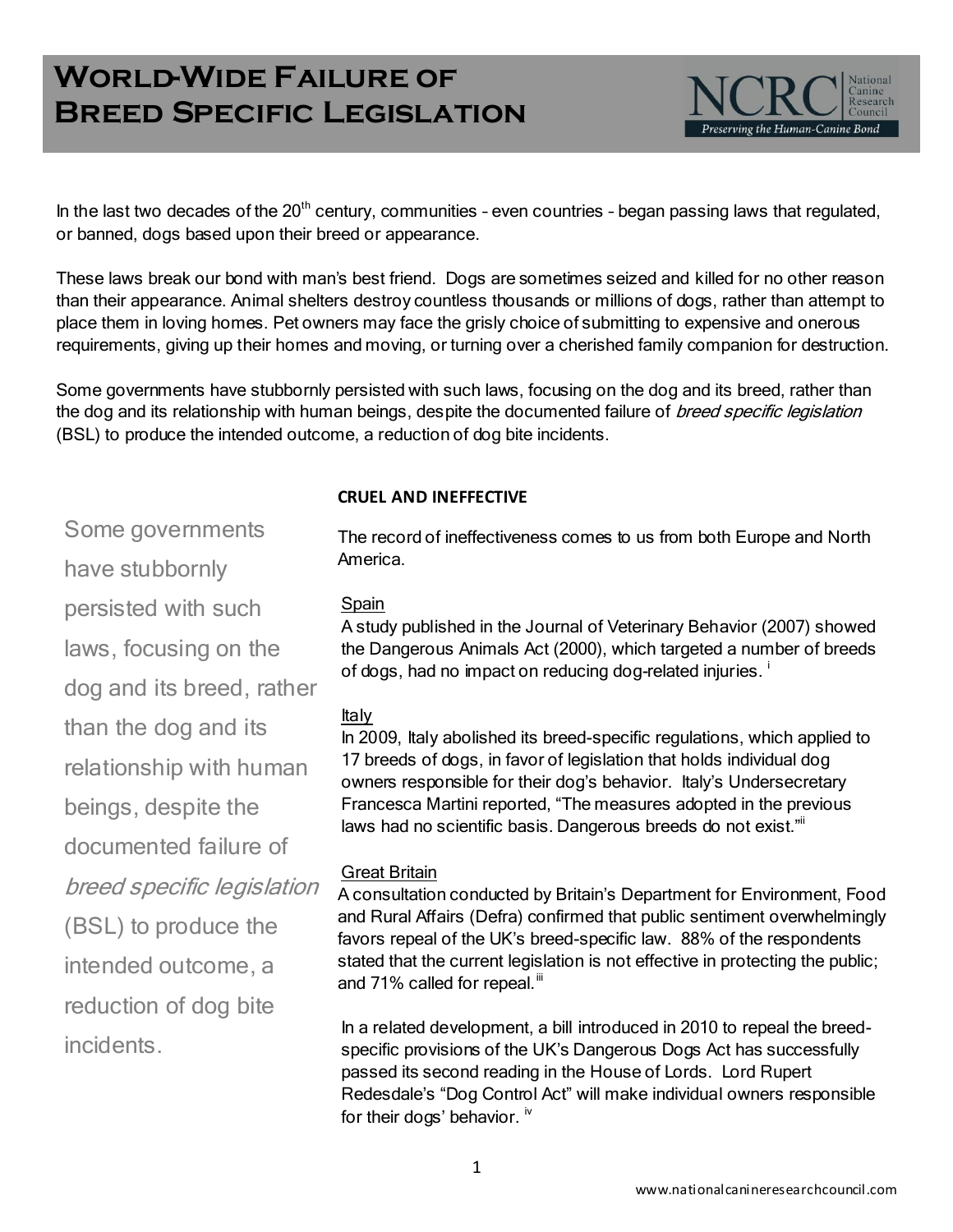# World-Wide Failure of Breed Specific Legislation

NCRC National Canine Research Council — Preserving the Human-Canine Bond

In the last two decades of the 20th century, communities – even countries – began passing laws that regulated, or banned, dogs based upon their breed or appearance.

These laws break our bond with man's best friend. Dogs are sometimes seized and killed for no other reason than their appearance. Animal shelters destroy countless thousands or millions of dogs, rather than attempt to place them in loving homes. Pet owners may face the grisly choice of submitting to expensive and onerous requirements, giving up their homes and moving, or turning over a cherished family companion for destruction.

Some governments have stubbornly persisted with such laws, focusing on the dog and its breed, rather than the dog and its relationship with human beings, despite the documented failure of *breed specific legislation* (BSL) to produce the intended outcome, a reduction of dog bite incidents.

> Some governments have stubbornly persisted with such laws, focusing on the dog and its breed, rather than the dog and its relationship with human beings, despite the documented failure of *breed specific legislation* (BSL) to produce the intended outcome, a reduction of dog bite incidents.

**CRUEL AND INEFFECTIVE**

The record of ineffectiveness comes to us from both Europe and North America.

Spain

A study published in the Journal of Veterinary Behavior (2007) showed the Dangerous Animals Act (2000), which targeted a number of breeds of dogs, had no impact on reducing dog-related injuries. [i]

Italy

In 2009, Italy abolished its breed-specific regulations, which applied to 17 breeds of dogs, in favor of legislation that holds individual dog owners responsible for their dog's behavior. Italy's Undersecretary Francesca Martini reported, "The measures adopted in the previous laws had no scientific basis. Dangerous breeds do not exist."[ii]

Great Britain

A consultation conducted by Britain's Department for Environment, Food and Rural Affairs (Defra) confirmed that public sentiment overwhelmingly favors repeal of the UK's breed-specific law. 88% of the respondents stated that the current legislation is not effective in protecting the public; and 71% called for repeal.[iii]

In a related development, a bill introduced in 2010 to repeal the breed-specific provisions of the UK's Dangerous Dogs Act has successfully passed its second reading in the House of Lords. Lord Rupert Redesdale's "Dog Control Act" will make individual owners responsible for their dogs' behavior. [iv]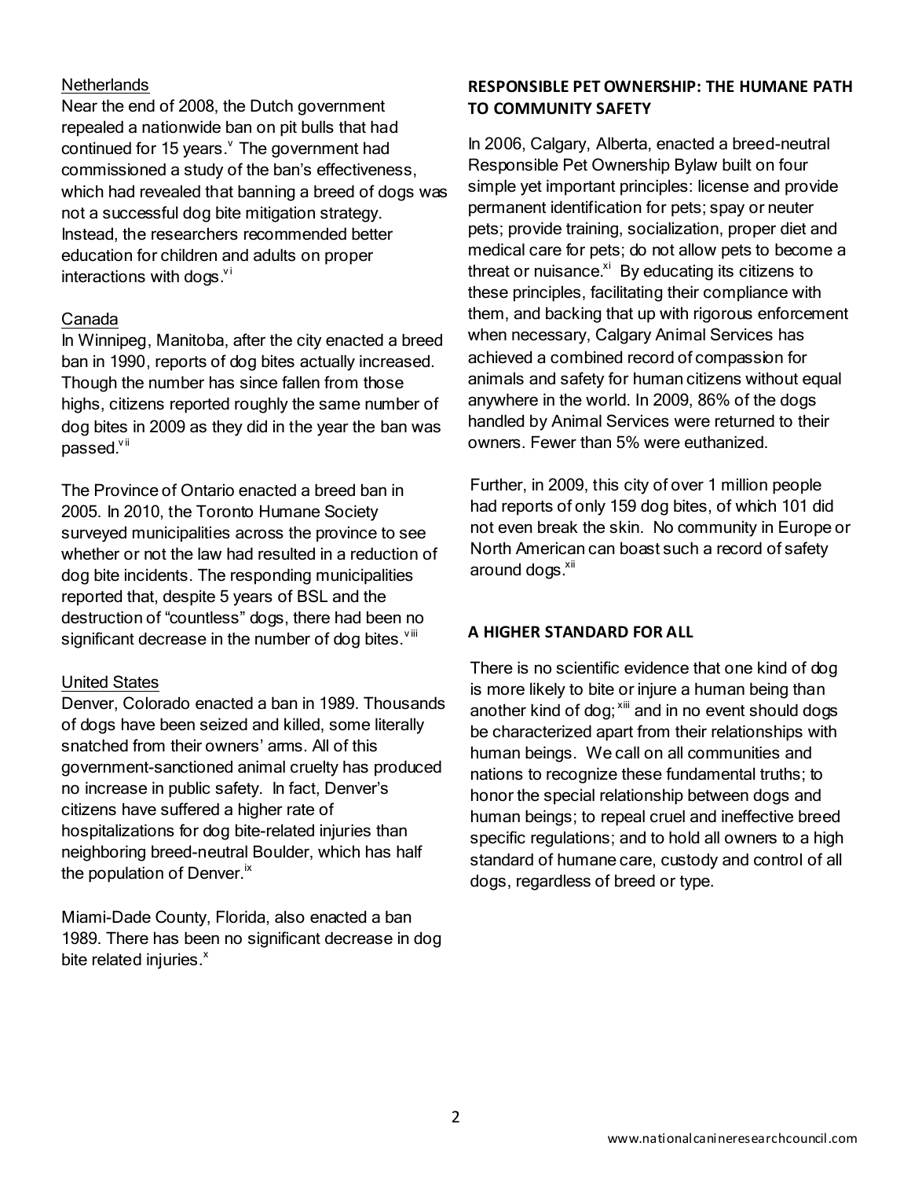Netherlands

Near the end of 2008, the Dutch government repealed a nationwide ban on pit bulls that had continued for 15 years.[v] The government had commissioned a study of the ban's effectiveness, which had revealed that banning a breed of dogs was not a successful dog bite mitigation strategy. Instead, the researchers recommended better education for children and adults on proper interactions with dogs.[vi]

Canada

In Winnipeg, Manitoba, after the city enacted a breed ban in 1990, reports of dog bites actually increased. Though the number has since fallen from those highs, citizens reported roughly the same number of dog bites in 2009 as they did in the year the ban was passed.[vii]

The Province of Ontario enacted a breed ban in 2005. In 2010, the Toronto Humane Society surveyed municipalities across the province to see whether or not the law had resulted in a reduction of dog bite incidents. The responding municipalities reported that, despite 5 years of BSL and the destruction of "countless" dogs, there had been no significant decrease in the number of dog bites.[viii]

United States

Denver, Colorado enacted a ban in 1989. Thousands of dogs have been seized and killed, some literally snatched from their owners' arms. All of this government-sanctioned animal cruelty has produced no increase in public safety. In fact, Denver's citizens have suffered a higher rate of hospitalizations for dog bite-related injuries than neighboring breed-neutral Boulder, which has half the population of Denver.[ix]

Miami-Dade County, Florida, also enacted a ban 1989. There has been no significant decrease in dog bite related injuries.[x]

**RESPONSIBLE PET OWNERSHIP: THE HUMANE PATH TO COMMUNITY SAFETY**

In 2006, Calgary, Alberta, enacted a breed-neutral Responsible Pet Ownership Bylaw built on four simple yet important principles: license and provide permanent identification for pets; spay or neuter pets; provide training, socialization, proper diet and medical care for pets; do not allow pets to become a threat or nuisance.[xi] By educating its citizens to these principles, facilitating their compliance with them, and backing that up with rigorous enforcement when necessary, Calgary Animal Services has achieved a combined record of compassion for animals and safety for human citizens without equal anywhere in the world. In 2009, 86% of the dogs handled by Animal Services were returned to their owners. Fewer than 5% were euthanized.

Further, in 2009, this city of over 1 million people had reports of only 159 dog bites, of which 101 did not even break the skin. No community in Europe or North American can boast such a record of safety around dogs.[xii]

**A HIGHER STANDARD FOR ALL**

There is no scientific evidence that one kind of dog is more likely to bite or injure a human being than another kind of dog;[xiii] and in no event should dogs be characterized apart from their relationships with human beings. We call on all communities and nations to recognize these fundamental truths; to honor the special relationship between dogs and human beings; to repeal cruel and ineffective breed specific regulations; and to hold all owners to a high standard of humane care, custody and control of all dogs, regardless of breed or type.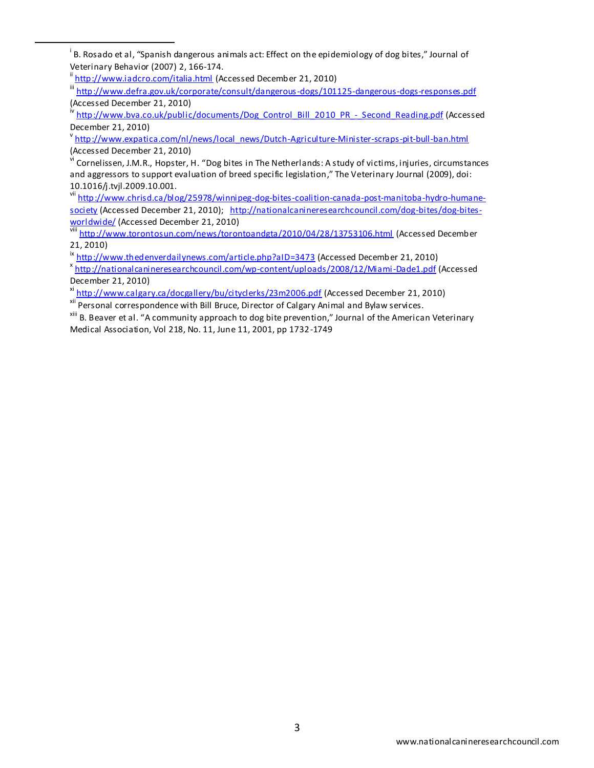[i] B. Rosado et al, "Spanish dangerous animals act: Effect on the epidemiology of dog bites," Journal of Veterinary Behavior (2007) 2, 166-174.

[ii] http://www.iadcro.com/italia.html (Accessed December 21, 2010)

[iii] http://www.defra.gov.uk/corporate/consult/dangerous-dogs/101125-dangerous-dogs-responses.pdf (Accessed December 21, 2010)

[iv] http://www.bva.co.uk/public/documents/Dog_Control_Bill_2010_PR_-_Second_Reading.pdf (Accessed December 21, 2010)

[v] http://www.expatica.com/nl/news/local_news/Dutch-Agriculture-Minister-scraps-pit-bull-ban.html (Accessed December 21, 2010)

[vi] Cornelissen, J.M.R., Hopster, H. "Dog bites in The Netherlands: A study of victims, injuries, circumstances and aggressors to support evaluation of breed specific legislation," The Veterinary Journal (2009), doi: 10.1016/j.tvjl.2009.10.001.

[vii] http://www.chrisd.ca/blog/25978/winnipeg-dog-bites-coalition-canada-post-manitoba-hydro-humane-society (Accessed December 21, 2010); http://nationalcanineresearchcouncil.com/dog-bites/dog-bites-worldwide/ (Accessed December 21, 2010)

[viii] http://www.torontosun.com/news/torontoandgta/2010/04/28/13753106.html (Accessed December 21, 2010)

[ix] http://www.thedenverdailynews.com/article.php?aID=3473 (Accessed December 21, 2010)

[x] http://nationalcanineresearchcouncil.com/wp-content/uploads/2008/12/Miami-Dade1.pdf (Accessed December 21, 2010)

[xi] http://www.calgary.ca/docgallery/bu/cityclerks/23m2006.pdf (Accessed December 21, 2010)

[xii] Personal correspondence with Bill Bruce, Director of Calgary Animal and Bylaw services.

[xiii] B. Beaver et al. "A community approach to dog bite prevention," Journal of the American Veterinary Medical Association, Vol 218, No. 11, June 11, 2001, pp 1732-1749

www.nationalcanineresearchcouncil.com